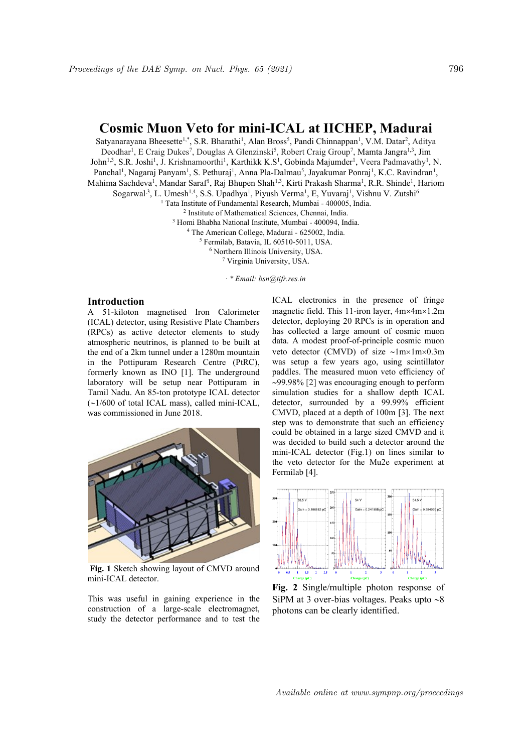# Cosmic Muon Veto for mini-ICAL at IICHEP, Madurai

Satyanarayana Bheesette[1,*], S.R. Bharathi[1], Alan Bross[5], Pandi Chinnappan[1], V.M. Datar[2], Aditya Deodhar[1], E Craig Dukes[7], Douglas A Glenzinski[5], Robert Craig Group[7], Mamta Jangra[1,3], Jim John[1,3], S.R. Joshi[1], J. Krishnamoorthi[1], Karthikk K.S[1], Gobinda Majumder[1], Veera Padmavathy[1], N. Panchal[1], Nagaraj Panyam[1], S. Pethuraj[1], Anna Pla-Dalmau[5], Jayakumar Ponraj[1], K.C. Ravindran[1], Mahima Sachdeva[1], Mandar Saraf[1], Raj Bhupen Shah[1,3], Kirti Prakash Sharma[1], R.R. Shinde[1], Hariom Sogarwal[3], L. Umesh[1,4], S.S. Upadhya[1], Piyush Verma[1], E, Yuvaraj[1], Vishnu V. Zutshi[6]

[1] Tata Institute of Fundamental Research, Mumbai - 400005, India.
[2] Institute of Mathematical Sciences, Chennai, India.
[3] Homi Bhabha National Institute, Mumbai - 400094, India.
[4] The American College, Madurai - 625002, India.
[5] Fermilab, Batavia, IL 60510-5011, USA.
[6] Northern Illinois University, USA.
[7] Virginia University, USA.

*\* Email: bsn@tifr.res.in*

## Introduction

A 51-kiloton magnetised Iron Calorimeter (ICAL) detector, using Resistive Plate Chambers (RPCs) as active detector elements to study atmospheric neutrinos, is planned to be built at the end of a 2km tunnel under a 1280m mountain in the Pottipuram Research Centre (PtRC), formerly known as INO [1]. The underground laboratory will be setup near Pottipuram in Tamil Nadu. An 85-ton prototype ICAL detector (~1/600 of total ICAL mass), called mini-ICAL, was commissioned in June 2018.

**Fig. 1** Sketch showing layout of CMVD around mini-ICAL detector.

This was useful in gaining experience in the construction of a large-scale electromagnet, study the detector performance and to test the ICAL electronics in the presence of fringe magnetic field. This 11-iron layer, 4m×4m×1.2m detector, deploying 20 RPCs is in operation and has collected a large amount of cosmic muon data. A modest proof-of-principle cosmic muon veto detector (CMVD) of size ~1m×1m×0.3m was setup a few years ago, using scintillator paddles. The measured muon veto efficiency of ~99.98% [2] was encouraging enough to perform simulation studies for a shallow depth ICAL detector, surrounded by a 99.99% efficient CMVD, placed at a depth of 100m [3]. The next step was to demonstrate that such an efficiency could be obtained in a large sized CMVD and it was decided to build such a detector around the mini-ICAL detector (Fig.1) on lines similar to the veto detector for the Mu2e experiment at Fermilab [4].

**Fig. 2** Single/multiple photon response of SiPM at 3 over-bias voltages. Peaks upto ~8 photons can be clearly identified.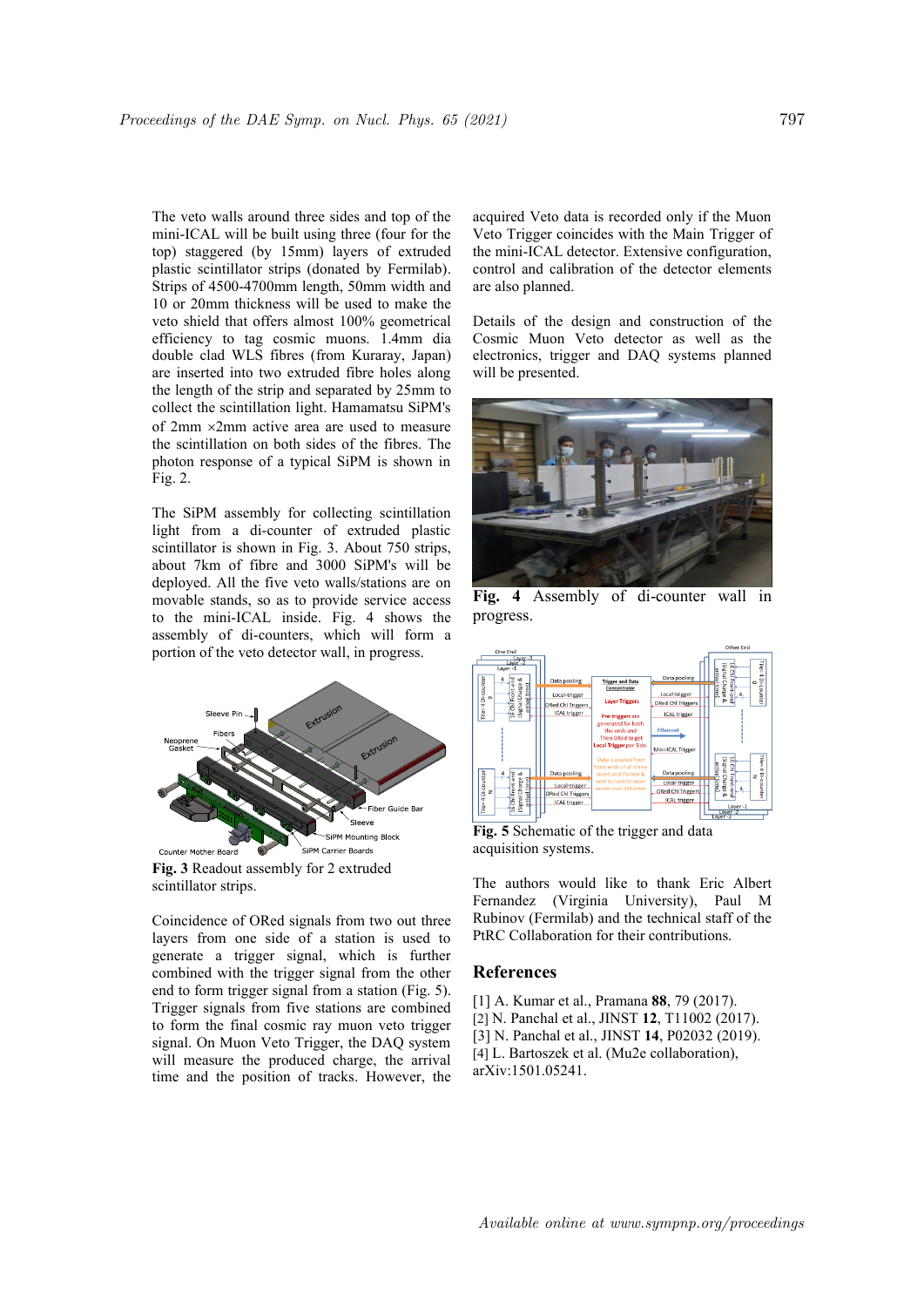The veto walls around three sides and top of the mini-ICAL will be built using three (four for the top) staggered (by 15mm) layers of extruded plastic scintillator strips (donated by Fermilab). Strips of 4500-4700mm length, 50mm width and 10 or 20mm thickness will be used to make the veto shield that offers almost 100% geometrical efficiency to tag cosmic muons. 1.4mm dia double clad WLS fibres (from Kuraray, Japan) are inserted into two extruded fibre holes along the length of the strip and separated by 25mm to collect the scintillation light. Hamamatsu SiPM's of 2mm $\times$2mm active area are used to measure the scintillation on both sides of the fibres. The photon response of a typical SiPM is shown in Fig. 2.

The SiPM assembly for collecting scintillation light from a di-counter of extruded plastic scintillator strips is shown in Fig. 3. About 750 strips, about 7km of fibre and 3000 SiPM's will be deployed. All the five veto walls/stations are on movable stands, so as to provide service access to the mini-ICAL inside. Fig. 4 shows the assembly of di-counters, which will form a portion of the veto detector wall, in progress.

Sleeve Pin
Fibers
Neoprene Gasket
Extrusion
Extrusion
Fiber Guide Bar
Sleeve
SiPM Mounting Block
Counter Mother Board
SiPM Carrier Boards

**Fig. 3** Readout assembly for 2 extruded scintillator strips.

Coincidence of ORed signals from two out three layers from one side of a station is used to generate a trigger signal, which is further combined with the trigger signal from the other end to form trigger signal from a station (Fig. 5). Trigger signals from five stations are combined to form the final cosmic ray muon veto trigger signal. On Muon Veto Trigger, the DAQ system will measure the produced charge, the arrival time and the position of tracks. However, the acquired Veto data is recorded only if the Muon Veto Trigger coincides with the Main Trigger of the mini-ICAL detector. Extensive configuration, control and calibration of the detector elements are also planned.

Details of the design and construction of the Cosmic Muon Veto detector as well as the electronics, trigger and DAQ systems planned will be presented.

**Fig. 4** Assembly of di-counter wall in progress.

One End
Other End
Layer -1
Layer -2
Layer -3
Data pooling
Local-trigger
ORed Ch! Triggers
ICAL trigger
Trigger and Data Concentrator
Layer Triggers
Pre-triggers are generated for both the ends and Then ORed to get Local Trigger per Side
Ethernet
Mini-ICAL Trigger
Data is pooled from front-ends of all three layers and Packed & sent to control room server over Ethernet

**Fig. 5** Schematic of the trigger and data acquisition systems.

The authors would like to thank Eric Albert Fernandez (Virginia University), Paul M Rubinov (Fermilab) and the technical staff of the PtRC Collaboration for their contributions.

## References

[1] A. Kumar et al., Pramana **88**, 79 (2017).
[2] N. Panchal et al., JINST **12**, T11002 (2017).
[3] N. Panchal et al., JINST **14**, P02032 (2019).
[4] L. Bartoszek et al. (Mu2e collaboration), arXiv:1501.05241.